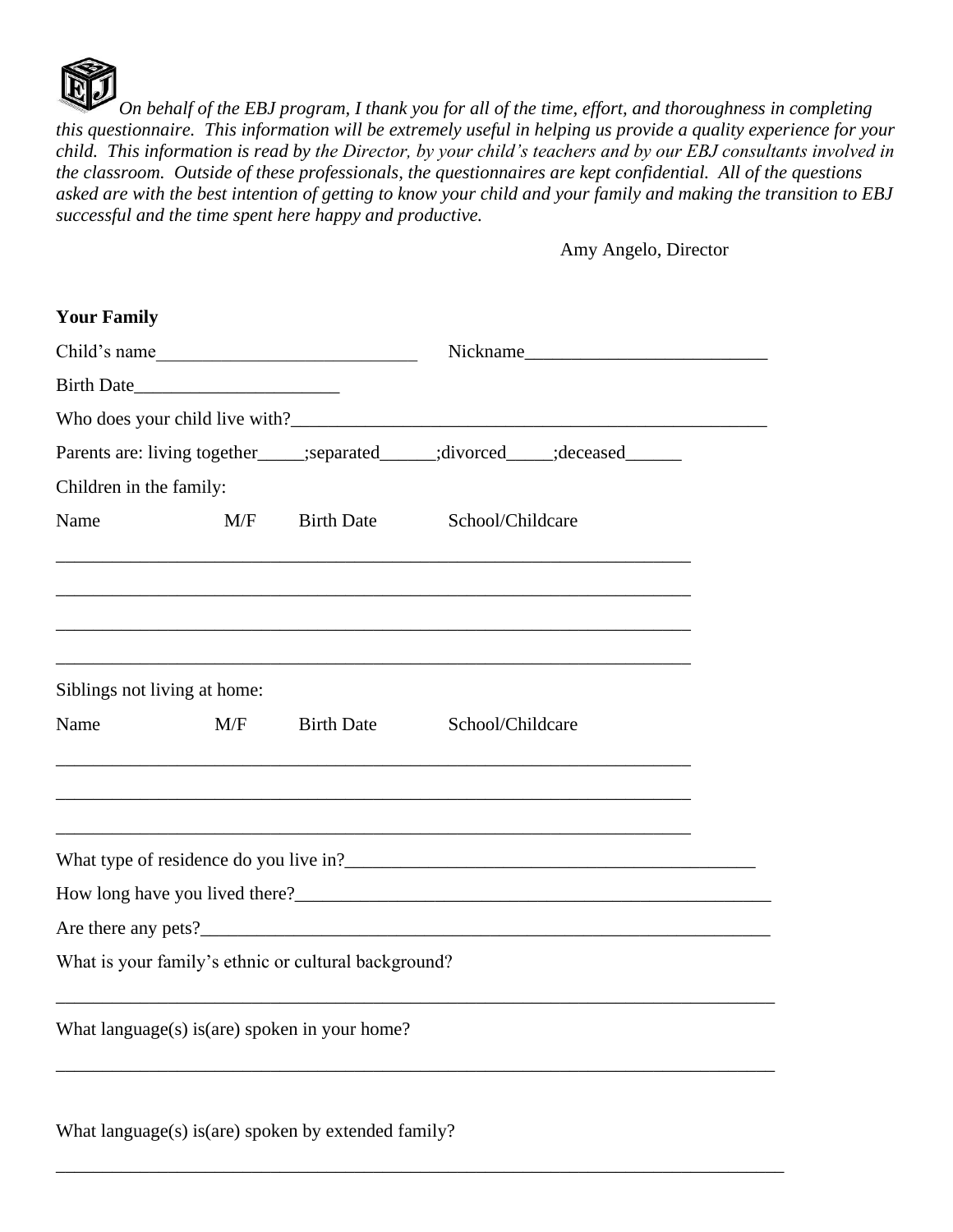*On behalf of the EBJ program, I thank you for all of the time, effort, and thoroughness in completing this questionnaire. This information will be extremely useful in helping us provide a quality experience for your child. This information is read by the Director, by your child's teachers and by our EBJ consultants involved in the classroom. Outside of these professionals, the questionnaires are kept confidential. All of the questions asked are with the best intention of getting to know your child and your family and making the transition to EBJ successful and the time spent here happy and productive.*

Amy Angelo, Director

**Your Family**

Child's name____________________________ Nickname__________________________

Birth Date______________________

Who does your child live with?____________________________________________________

Parents are: living together_____;separated______;divorced_____;deceased______

Children in the family:

Name M/F Birth Date School/Childcare

______________________________________________________________________

______________________________________________________________________

______________________________________________________________________

______________________________________________________________________

Siblings not living at home:

Name M/F Birth Date School/Childcare

______________________________________________________________________

______________________________________________________________________

______________________________________________________________________

What type of residence do you live in?_____________________________________________

How long have you lived there?____________________________________________________

Are there any pets?_____________________________________________________________

What is your family's ethnic or cultural background?

_______________________________________________________________________________

What language(s) is(are) spoken in your home?

_______________________________________________________________________________

What language(s) is(are) spoken by extended family?

_______________________________________________________________________________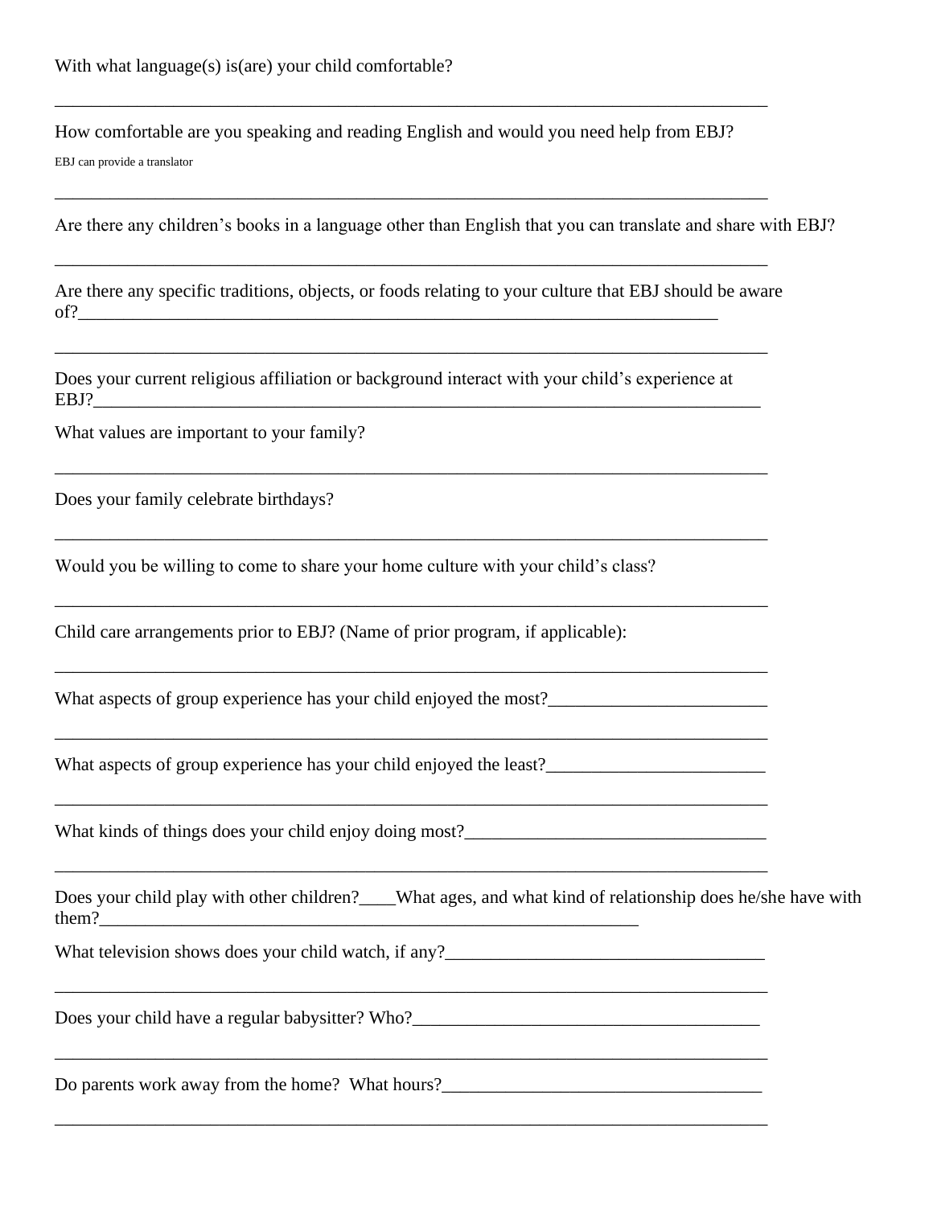With what language(s) is(are) your child comfortable?

________________________________________________________________________________

How comfortable are you speaking and reading English and would you need help from EBJ?

EBJ can provide a translator

________________________________________________________________________________

Are there any children's books in a language other than English that you can translate and share with EBJ?

________________________________________________________________________________

Are there any specific traditions, objects, or foods relating to your culture that EBJ should be aware of?___________________________________________________________________________

________________________________________________________________________________

Does your current religious affiliation or background interact with your child's experience at EBJ?________________________________________________________________________________

What values are important to your family?

________________________________________________________________________________

Does your family celebrate birthdays?

________________________________________________________________________________

Would you be willing to come to share your home culture with your child's class?

________________________________________________________________________________

Child care arrangements prior to EBJ? (Name of prior program, if applicable):

________________________________________________________________________________

What aspects of group experience has your child enjoyed the most?_________________________

________________________________________________________________________________

What aspects of group experience has your child enjoyed the least?_________________________

________________________________________________________________________________

What kinds of things does your child enjoy doing most?__________________________________

________________________________________________________________________________

Does your child play with other children?____What ages, and what kind of relationship does he/she have with them?_________________________________________________________________

What television shows does your child watch, if any?____________________________________

________________________________________________________________________________

Does your child have a regular babysitter? Who?________________________________________

________________________________________________________________________________

Do parents work away from the home? What hours?_____________________________________

________________________________________________________________________________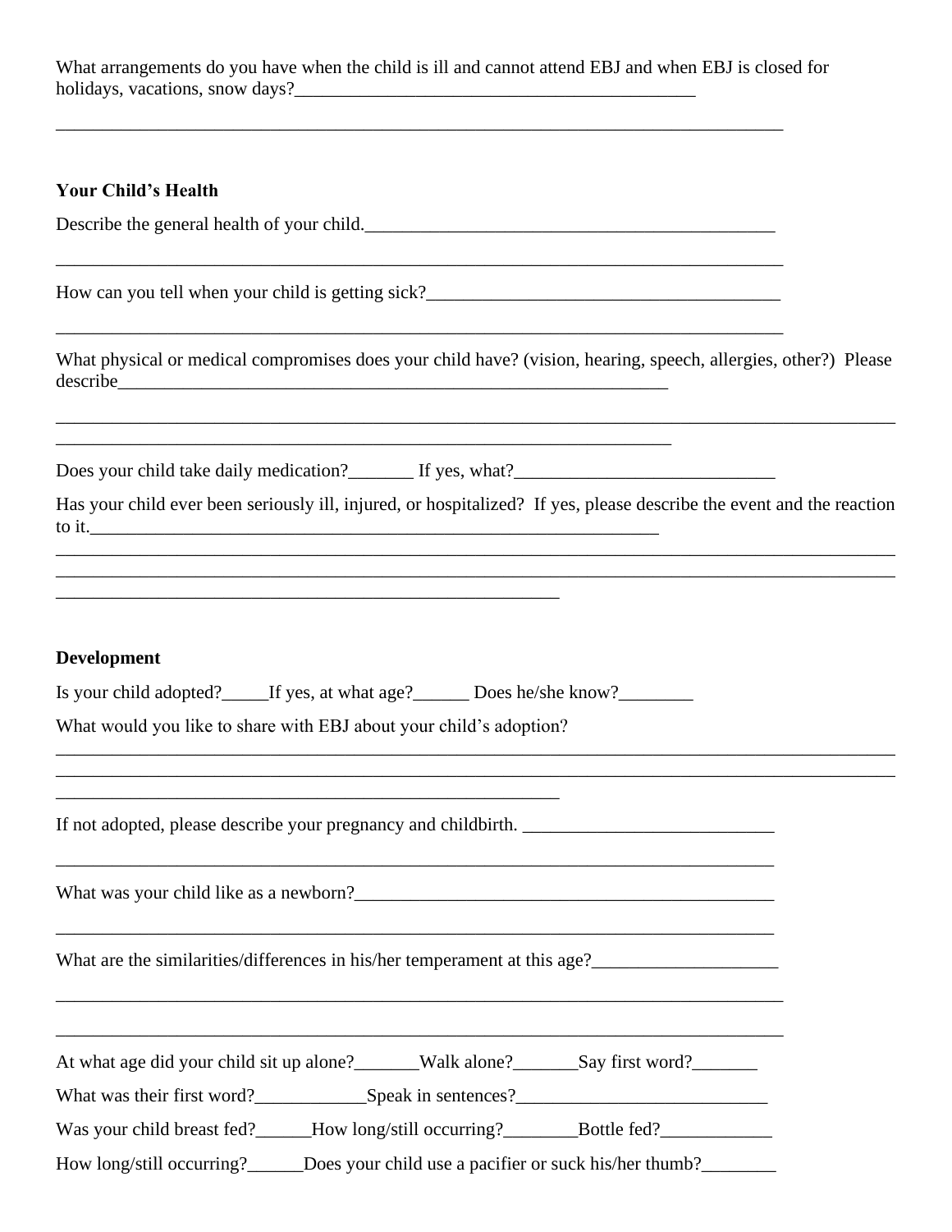What arrangements do you have when the child is ill and cannot attend EBJ and when EBJ is closed for holidays, vacations, snow days?_____________________________________________

_________________________________________________________________________________

**Your Child's Health**

Describe the general health of your child._____________________________________________

_________________________________________________________________________________

How can you tell when your child is getting sick?________________________________________

_________________________________________________________________________________

What physical or medical compromises does your child have? (vision, hearing, speech, allergies, other?) Please describe_______________________________________________________________

_____________________________________________________________________________________________
_____________________________________________________________________

Does your child take daily medication?_______ If yes, what?_____________________________

Has your child ever been seriously ill, injured, or hospitalized? If yes, please describe the event and the reaction to it._________________________________________________________________
_____________________________________________________________________________________________
_____________________________________________________________________________________________
________________________________________________________

**Development**

Is your child adopted?_____If yes, at what age?______ Does he/she know?________

What would you like to share with EBJ about your child's adoption?
_____________________________________________________________________________________________
_____________________________________________________________________________________________
________________________________________________________

If not adopted, please describe your pregnancy and childbirth. ___________________________

_________________________________________________________________________________

What was your child like as a newborn?______________________________________________

_________________________________________________________________________________

What are the similarities/differences in his/her temperament at this age?____________________

_________________________________________________________________________________

_________________________________________________________________________________

At what age did your child sit up alone?_______Walk alone?_______Say first word?_______

What was their first word?____________Speak in sentences?___________________________

Was your child breast fed?______How long/still occurring?________Bottle fed?____________

How long/still occurring?______Does your child use a pacifier or suck his/her thumb?________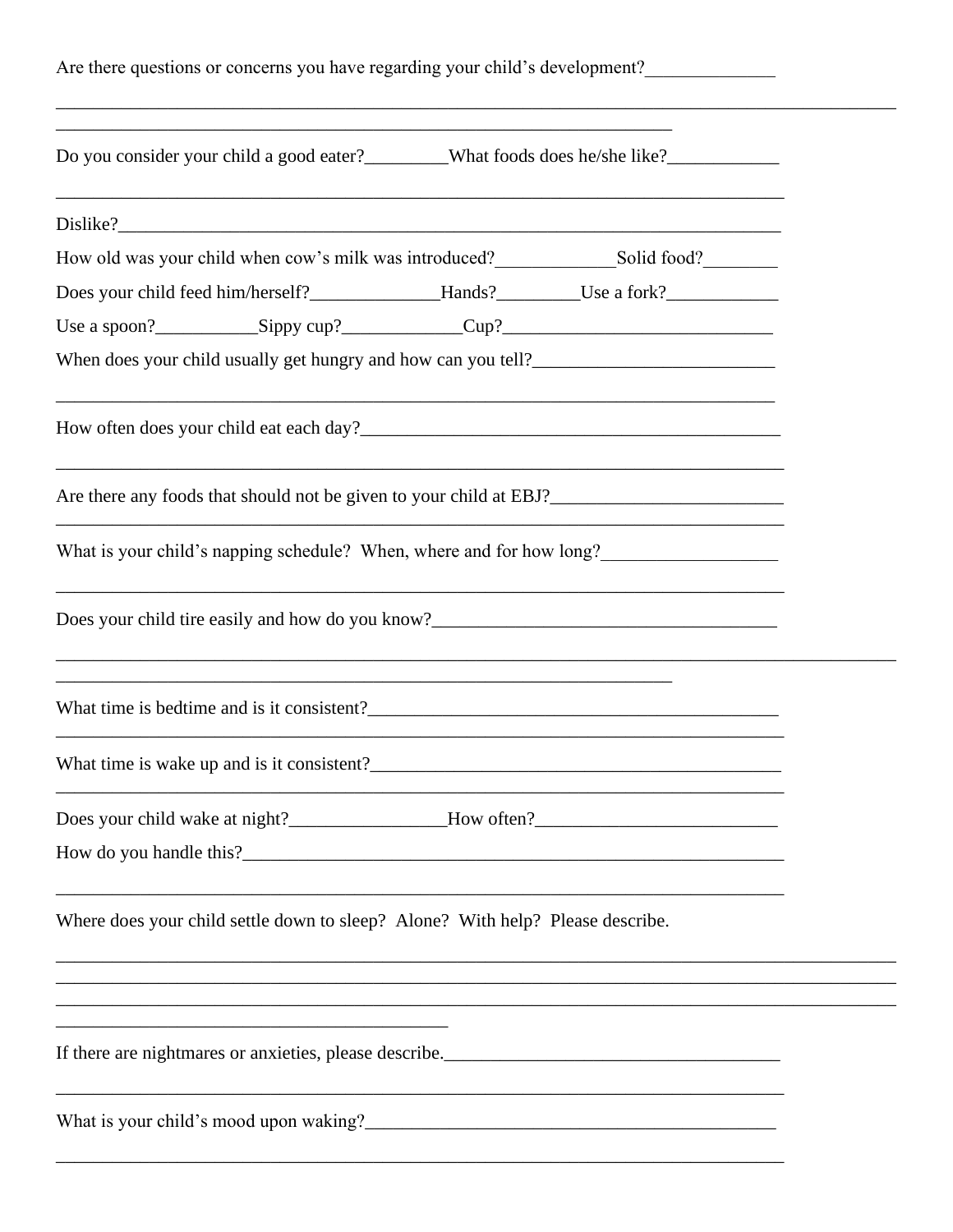Are there questions or concerns you have regarding your child's development?______________

________________________________________________________________________________________________

______________________________________________________________________

Do you consider your child a good eater?_________What foods does he/she like?____________

_________________________________________________________________________________

Dislike?_________________________________________________________________________

How old was your child when cow's milk was introduced?_____________Solid food?________

Does your child feed him/herself?______________Hands?_________Use a fork?____________

Use a spoon?___________Sippy cup?_____________Cup?_____________________________

When does your child usually get hungry and how can you tell?__________________________

________________________________________________________________________________

How often does your child eat each day?_______________________________________________

_________________________________________________________________________________

Are there any foods that should not be given to your child at EBJ?_________________________

_________________________________________________________________________________

What is your child's napping schedule? When, where and for how long?___________________

_________________________________________________________________________________

Does your child tire easily and how do you know?_____________________________________

________________________________________________________________________________________________

______________________________________________________________________

What time is bedtime and is it consistent?_____________________________________________

_________________________________________________________________________________

What time is wake up and is it consistent?_____________________________________________

_________________________________________________________________________________

Does your child wake at night?_________________How often?__________________________

How do you handle this?___________________________________________________________

_________________________________________________________________________________

Where does your child settle down to sleep? Alone? With help? Please describe.

________________________________________________________________________________________________

________________________________________________________________________________________________

________________________________________________________________________________________________

____________________________________________

If there are nightmares or anxieties, please describe._____________________________________

_________________________________________________________________________________

What is your child's mood upon waking?_______________________________________________

_________________________________________________________________________________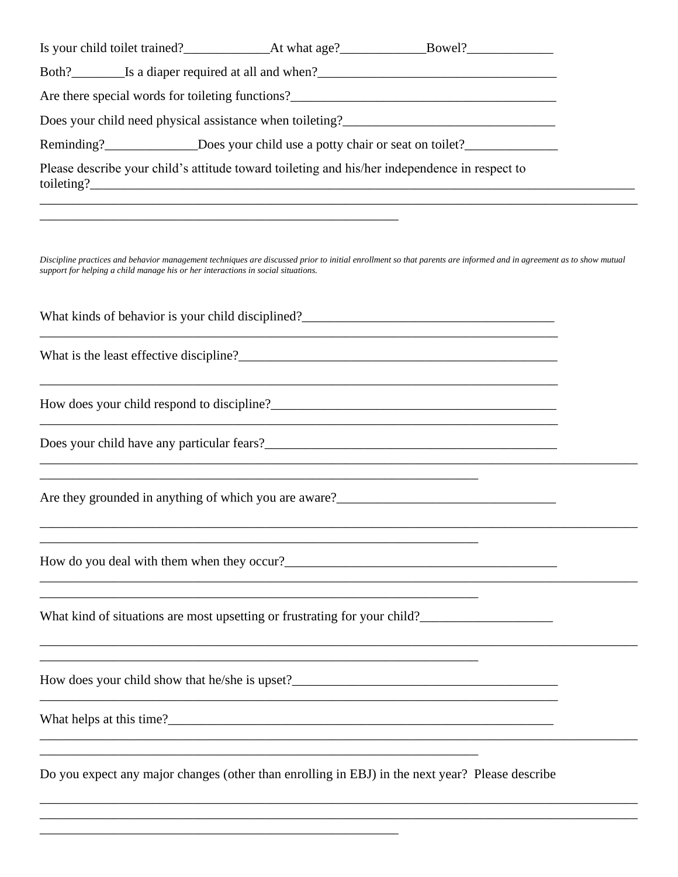Is your child toilet trained?_____________At what age?_____________Bowel?_____________

Both?________Is a diaper required at all and when?____________________________________

Are there special words for toileting functions?________________________________________

Does your child need physical assistance when toileting?________________________________

Reminding?______________Does your child use a potty chair or seat on toilet?______________

Please describe your child's attitude toward toileting and his/her independence in respect to toileting?________________________________________________________________________________

__________________________________________________________________________________________

_______________________________________________________

*Discipline practices and behavior management techniques are discussed prior to initial enrollment so that parents are informed and in agreement as to show mutual support for helping a child manage his or her interactions in social situations.*

What kinds of behavior is your child disciplined?______________________________________

_______________________________________________________________________________

What is the least effective discipline?_________________________________________________

_______________________________________________________________________________

How does your child respond to discipline?____________________________________________

_______________________________________________________________________________

Does your child have any particular fears?_____________________________________________

__________________________________________________________________________________________

___________________________________________________________________

Are they grounded in anything of which you are aware?_________________________________

__________________________________________________________________________________________

___________________________________________________________________

How do you deal with them when they occur?__________________________________________

__________________________________________________________________________________________

___________________________________________________________________

What kind of situations are most upsetting or frustrating for your child?____________________

__________________________________________________________________________________________

___________________________________________________________________

How does your child show that he/she is upset?________________________________________

_______________________________________________________________________________

What helps at this time?___________________________________________________________

__________________________________________________________________________________________

___________________________________________________________________

Do you expect any major changes (other than enrolling in EBJ) in the next year? Please describe

__________________________________________________________________________________________

__________________________________________________________________________________________

_______________________________________________________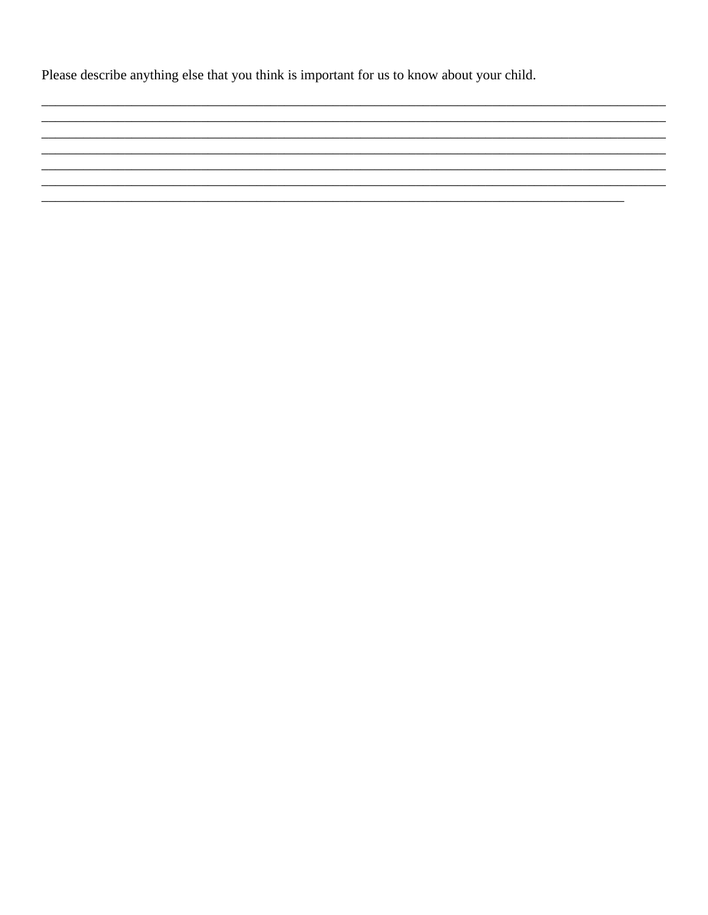Please describe anything else that you think is important for us to know about your child.

______________________________________________________________________________________________
______________________________________________________________________________________________
______________________________________________________________________________________________
______________________________________________________________________________________________
______________________________________________________________________________________________
______________________________________________________________________________________________
_______________________________________________________________________________________